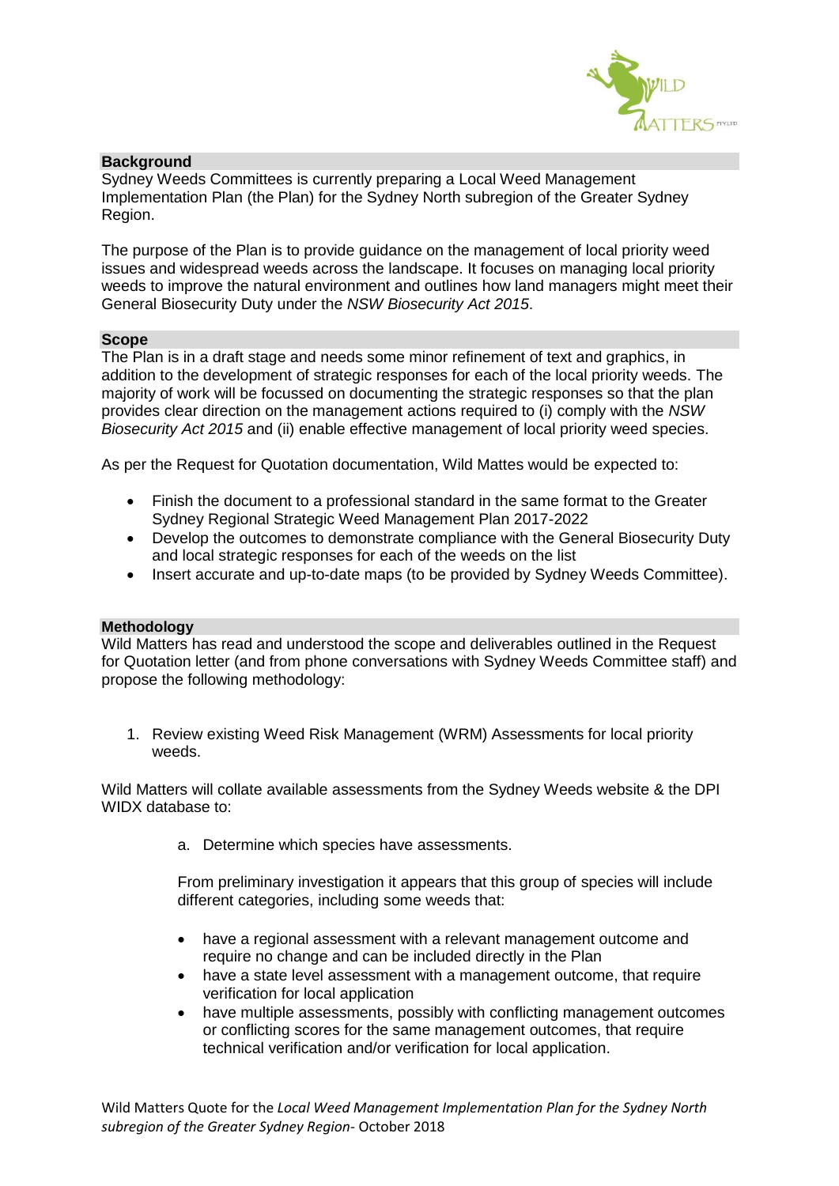## Background

Sydney Weeds Committees is currently preparing a Local Weed Management Implementation Plan (the Plan) for the Sydney North subregion of the Greater Sydney Region.

The purpose of the Plan is to provide guidance on the management of local priority weed issues and widespread weeds across the landscape. It focuses on managing local priority weeds to improve the natural environment and outlines how land managers might meet their General Biosecurity Duty under the *NSW Biosecurity Act 2015*.

## Scope

The Plan is in a draft stage and needs some minor refinement of text and graphics, in addition to the development of strategic responses for each of the local priority weeds. The majority of work will be focussed on documenting the strategic responses so that the plan provides clear direction on the management actions required to (i) comply with the *NSW Biosecurity Act 2015* and (ii) enable effective management of local priority weed species.

As per the Request for Quotation documentation, Wild Mattes would be expected to:

- Finish the document to a professional standard in the same format to the Greater Sydney Regional Strategic Weed Management Plan 2017-2022
- Develop the outcomes to demonstrate compliance with the General Biosecurity Duty and local strategic responses for each of the weeds on the list
- Insert accurate and up-to-date maps (to be provided by Sydney Weeds Committee).

## Methodology

Wild Matters has read and understood the scope and deliverables outlined in the Request for Quotation letter (and from phone conversations with Sydney Weeds Committee staff) and propose the following methodology:

1. Review existing Weed Risk Management (WRM) Assessments for local priority weeds.

Wild Matters will collate available assessments from the Sydney Weeds website & the DPI WIDX database to:

a. Determine which species have assessments.

From preliminary investigation it appears that this group of species will include different categories, including some weeds that:

- have a regional assessment with a relevant management outcome and require no change and can be included directly in the Plan
- have a state level assessment with a management outcome, that require verification for local application
- have multiple assessments, possibly with conflicting management outcomes or conflicting scores for the same management outcomes, that require technical verification and/or verification for local application.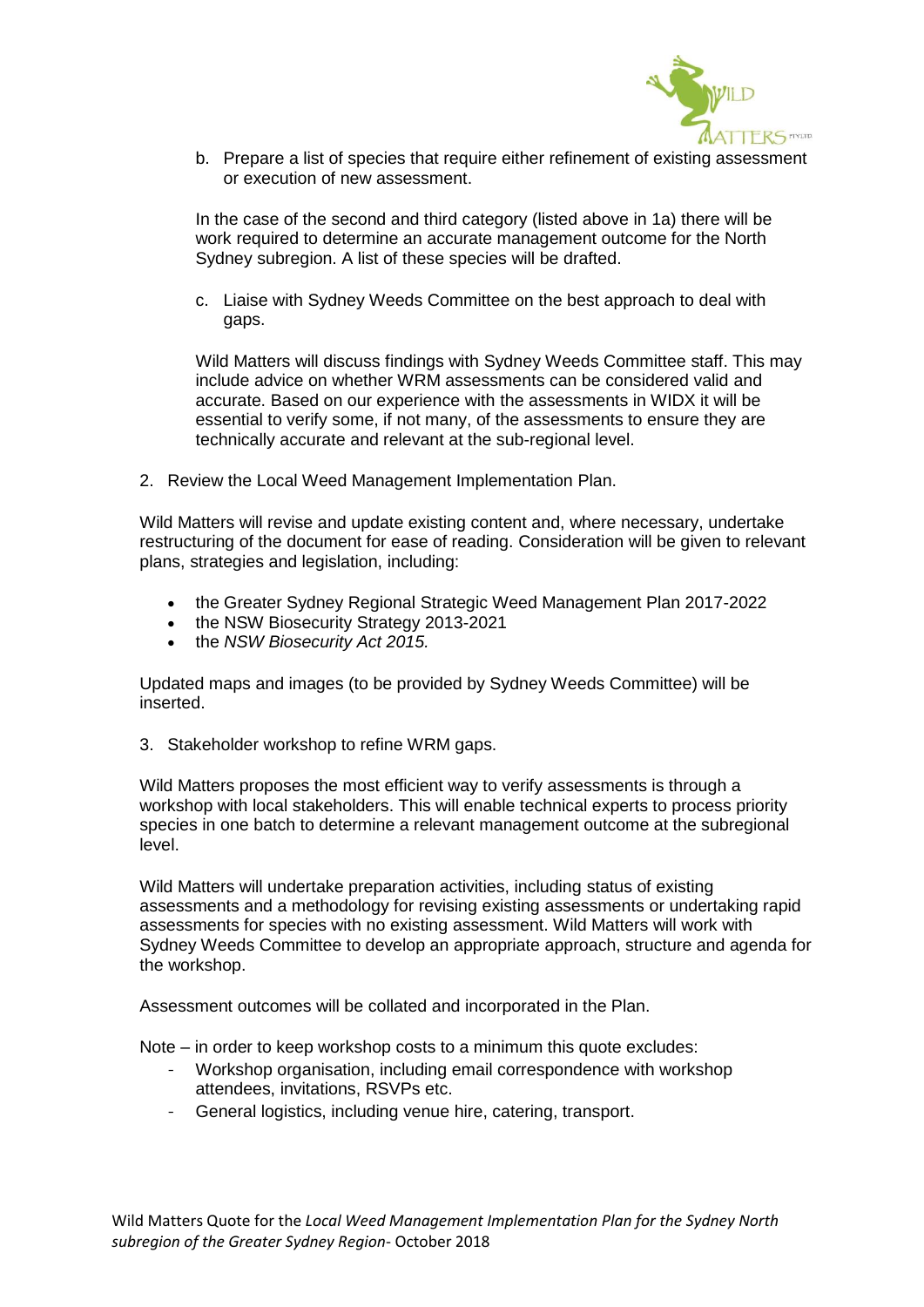b. Prepare a list of species that require either refinement of existing assessment or execution of new assessment.

   In the case of the second and third category (listed above in 1a) there will be work required to determine an accurate management outcome for the North Sydney subregion. A list of these species will be drafted.

c. Liaise with Sydney Weeds Committee on the best approach to deal with gaps.

   Wild Matters will discuss findings with Sydney Weeds Committee staff. This may include advice on whether WRM assessments can be considered valid and accurate. Based on our experience with the assessments in WIDX it will be essential to verify some, if not many, of the assessments to ensure they are technically accurate and relevant at the sub-regional level.

2. Review the Local Weed Management Implementation Plan.

Wild Matters will revise and update existing content and, where necessary, undertake restructuring of the document for ease of reading. Consideration will be given to relevant plans, strategies and legislation, including:

- the Greater Sydney Regional Strategic Weed Management Plan 2017-2022
- the NSW Biosecurity Strategy 2013-2021
- the *NSW Biosecurity Act 2015.*

Updated maps and images (to be provided by Sydney Weeds Committee) will be inserted.

3. Stakeholder workshop to refine WRM gaps.

Wild Matters proposes the most efficient way to verify assessments is through a workshop with local stakeholders. This will enable technical experts to process priority species in one batch to determine a relevant management outcome at the subregional level.

Wild Matters will undertake preparation activities, including status of existing assessments and a methodology for revising existing assessments or undertaking rapid assessments for species with no existing assessment. Wild Matters will work with Sydney Weeds Committee to develop an appropriate approach, structure and agenda for the workshop.

Assessment outcomes will be collated and incorporated in the Plan.

Note – in order to keep workshop costs to a minimum this quote excludes:

- Workshop organisation, including email correspondence with workshop attendees, invitations, RSVPs etc.
- General logistics, including venue hire, catering, transport.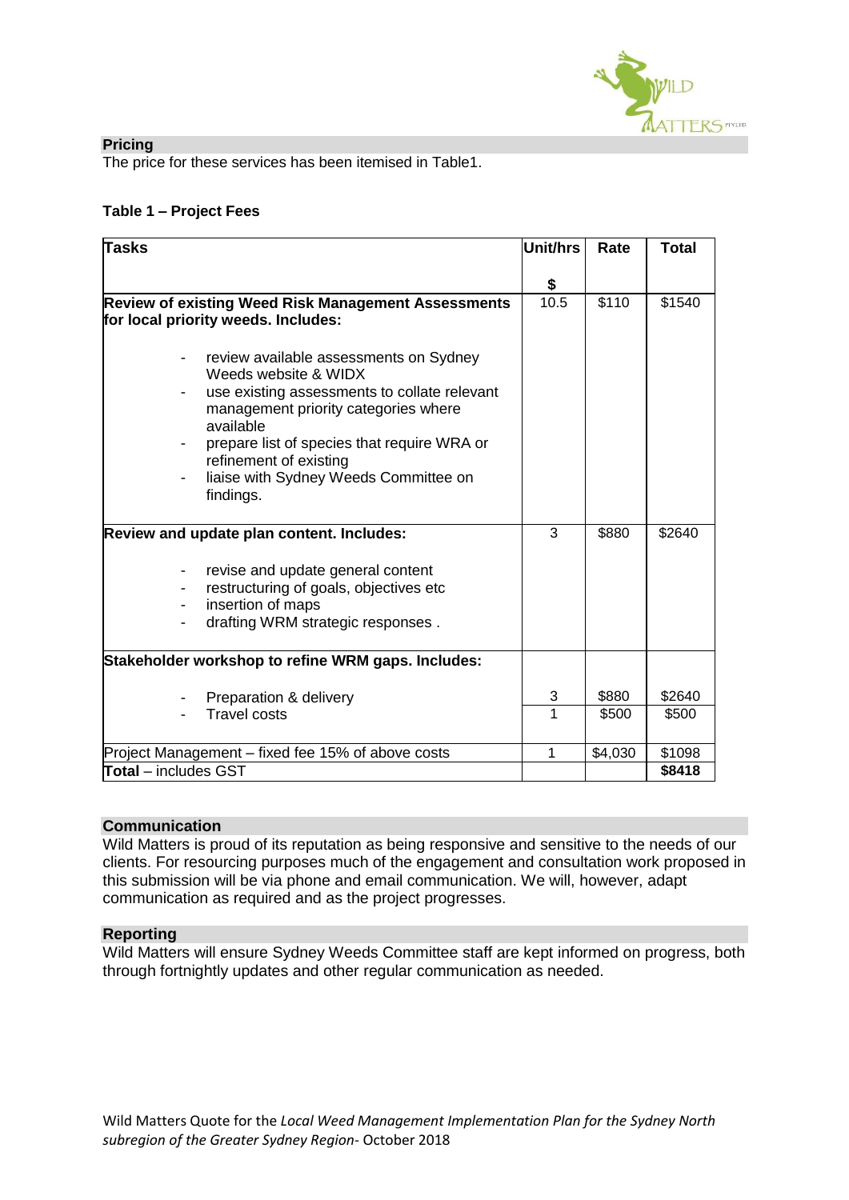## Pricing

The price for these services has been itemised in Table1.

**Table 1 – Project Fees**

| Tasks | Unit/hrs<br><br>$ | Rate | Total |
|---|---|---|---|
| **Review of existing Weed Risk Management Assessments for local priority weeds. Includes:**<br><br>- review available assessments on Sydney Weeds website & WIDX<br>- use existing assessments to collate relevant management priority categories where available<br>- prepare list of species that require WRA or refinement of existing<br>- liaise with Sydney Weeds Committee on findings. | 10.5 | $110 | $1540 |
| **Review and update plan content. Includes:**<br><br>- revise and update general content<br>- restructuring of goals, objectives etc<br>- insertion of maps<br>- drafting WRM strategic responses . | 3 | $880 | $2640 |
| **Stakeholder workshop to refine WRM gaps. Includes:**<br><br>- Preparation & delivery<br>- Travel costs | 3<br>1 | $880<br>$500 | $2640<br>$500 |
| Project Management – fixed fee 15% of above costs | 1 | $4,030 | $1098 |
| **Total** – includes GST | | | **$8418** |

## Communication

Wild Matters is proud of its reputation as being responsive and sensitive to the needs of our clients. For resourcing purposes much of the engagement and consultation work proposed in this submission will be via phone and email communication. We will, however, adapt communication as required and as the project progresses.

## Reporting

Wild Matters will ensure Sydney Weeds Committee staff are kept informed on progress, both through fortnightly updates and other regular communication as needed.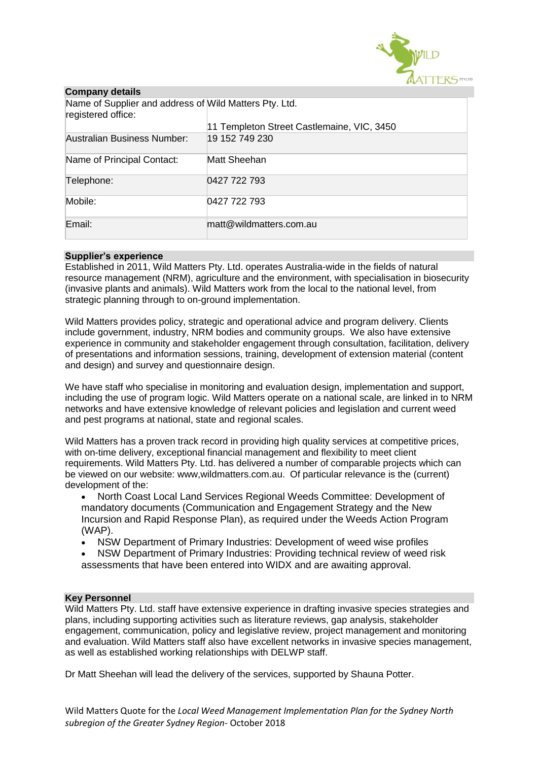## Company details

| | |
|---|---|
| Name of Supplier and address of registered office: | Wild Matters Pty. Ltd.<br>11 Templeton Street Castlemaine, VIC, 3450 |
| Australian Business Number: | 19 152 749 230 |
| Name of Principal Contact: | Matt Sheehan |
| Telephone: | 0427 722 793 |
| Mobile: | 0427 722 793 |
| Email: | matt@wildmatters.com.au |

## Supplier's experience

Established in 2011, Wild Matters Pty. Ltd. operates Australia-wide in the fields of natural resource management (NRM), agriculture and the environment, with specialisation in biosecurity (invasive plants and animals). Wild Matters work from the local to the national level, from strategic planning through to on-ground implementation.

Wild Matters provides policy, strategic and operational advice and program delivery. Clients include government, industry, NRM bodies and community groups. We also have extensive experience in community and stakeholder engagement through consultation, facilitation, delivery of presentations and information sessions, training, development of extension material (content and design) and survey and questionnaire design.

We have staff who specialise in monitoring and evaluation design, implementation and support, including the use of program logic. Wild Matters operate on a national scale, are linked in to NRM networks and have extensive knowledge of relevant policies and legislation and current weed and pest programs at national, state and regional scales.

Wild Matters has a proven track record in providing high quality services at competitive prices, with on-time delivery, exceptional financial management and flexibility to meet client requirements. Wild Matters Pty. Ltd. has delivered a number of comparable projects which can be viewed on our website: www,wildmatters.com.au. Of particular relevance is the (current) development of the:

- North Coast Local Land Services Regional Weeds Committee: Development of mandatory documents (Communication and Engagement Strategy and the New Incursion and Rapid Response Plan), as required under the Weeds Action Program (WAP).
- NSW Department of Primary Industries: Development of weed wise profiles
- NSW Department of Primary Industries: Providing technical review of weed risk assessments that have been entered into WIDX and are awaiting approval.

## Key Personnel

Wild Matters Pty. Ltd. staff have extensive experience in drafting invasive species strategies and plans, including supporting activities such as literature reviews, gap analysis, stakeholder engagement, communication, policy and legislative review, project management and monitoring and evaluation. Wild Matters staff also have excellent networks in invasive species management, as well as established working relationships with DELWP staff.

Dr Matt Sheehan will lead the delivery of the services, supported by Shauna Potter.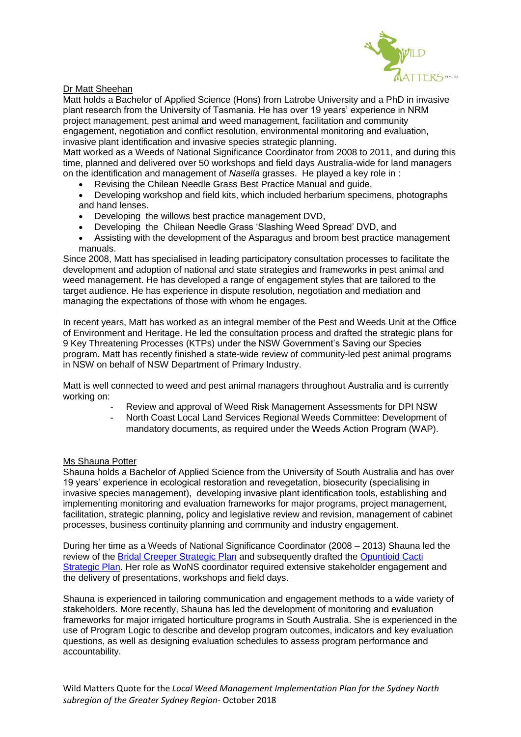Dr Matt Sheehan

Matt holds a Bachelor of Applied Science (Hons) from Latrobe University and a PhD in invasive plant research from the University of Tasmania. He has over 19 years' experience in NRM project management, pest animal and weed management, facilitation and community engagement, negotiation and conflict resolution, environmental monitoring and evaluation, invasive plant identification and invasive species strategic planning.

Matt worked as a Weeds of National Significance Coordinator from 2008 to 2011, and during this time, planned and delivered over 50 workshops and field days Australia-wide for land managers on the identification and management of *Nasella* grasses. He played a key role in :

- Revising the Chilean Needle Grass Best Practice Manual and guide,
- Developing workshop and field kits, which included herbarium specimens, photographs and hand lenses.
- Developing the willows best practice management DVD,
- Developing the Chilean Needle Grass 'Slashing Weed Spread' DVD, and
- Assisting with the development of the Asparagus and broom best practice management manuals.

Since 2008, Matt has specialised in leading participatory consultation processes to facilitate the development and adoption of national and state strategies and frameworks in pest animal and weed management. He has developed a range of engagement styles that are tailored to the target audience. He has experience in dispute resolution, negotiation and mediation and managing the expectations of those with whom he engages.

In recent years, Matt has worked as an integral member of the Pest and Weeds Unit at the Office of Environment and Heritage. He led the consultation process and drafted the strategic plans for 9 Key Threatening Processes (KTPs) under the NSW Government's Saving our Species program. Matt has recently finished a state-wide review of community-led pest animal programs in NSW on behalf of NSW Department of Primary Industry.

Matt is well connected to weed and pest animal managers throughout Australia and is currently working on:

- Review and approval of Weed Risk Management Assessments for DPI NSW
- North Coast Local Land Services Regional Weeds Committee: Development of mandatory documents, as required under the Weeds Action Program (WAP).

Ms Shauna Potter

Shauna holds a Bachelor of Applied Science from the University of South Australia and has over 19 years' experience in ecological restoration and revegetation, biosecurity (specialising in invasive species management), developing invasive plant identification tools, establishing and implementing monitoring and evaluation frameworks for major programs, project management, facilitation, strategic planning, policy and legislative review and revision, management of cabinet processes, business continuity planning and community and industry engagement.

During her time as a Weeds of National Significance Coordinator (2008 – 2013) Shauna led the review of the Bridal Creeper Strategic Plan and subsequently drafted the Opuntioid Cacti Strategic Plan. Her role as WoNS coordinator required extensive stakeholder engagement and the delivery of presentations, workshops and field days.

Shauna is experienced in tailoring communication and engagement methods to a wide variety of stakeholders. More recently, Shauna has led the development of monitoring and evaluation frameworks for major irrigated horticulture programs in South Australia. She is experienced in the use of Program Logic to describe and develop program outcomes, indicators and key evaluation questions, as well as designing evaluation schedules to assess program performance and accountability.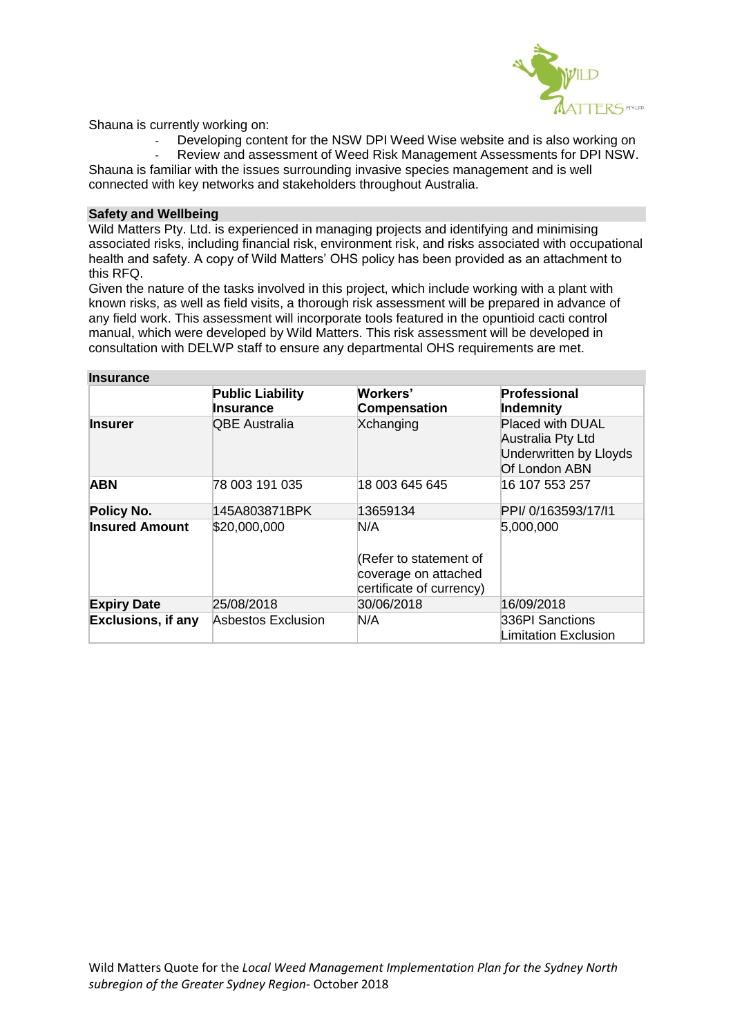Shauna is currently working on:

- Developing content for the NSW DPI Weed Wise website and is also working on
- Review and assessment of Weed Risk Management Assessments for DPI NSW.

Shauna is familiar with the issues surrounding invasive species management and is well connected with key networks and stakeholders throughout Australia.

## Safety and Wellbeing

Wild Matters Pty. Ltd. is experienced in managing projects and identifying and minimising associated risks, including financial risk, environment risk, and risks associated with occupational health and safety. A copy of Wild Matters' OHS policy has been provided as an attachment to this RFQ.

Given the nature of the tasks involved in this project, which include working with a plant with known risks, as well as field visits, a thorough risk assessment will be prepared in advance of any field work. This assessment will incorporate tools featured in the opuntioid cacti control manual, which were developed by Wild Matters. This risk assessment will be developed in consultation with DELWP staff to ensure any departmental OHS requirements are met.

## Insurance

| | **Public Liability Insurance** | **Workers' Compensation** | **Professional Indemnity** |
|---|---|---|---|
| **Insurer** | QBE Australia | Xchanging | Placed with DUAL Australia Pty Ltd Underwritten by Lloyds Of London ABN |
| **ABN** | 78 003 191 035 | 18 003 645 645 | 16 107 553 257 |
| **Policy No.** | 145A803871BPK | 13659134 | PPI/ 0/163593/17/I1 |
| **Insured Amount** | $20,000,000 | N/A<br><br>(Refer to statement of coverage on attached certificate of currency) | 5,000,000 |
| **Expiry Date** | 25/08/2018 | 30/06/2018 | 16/09/2018 |
| **Exclusions, if any** | Asbestos Exclusion | N/A | 336PI Sanctions Limitation Exclusion |